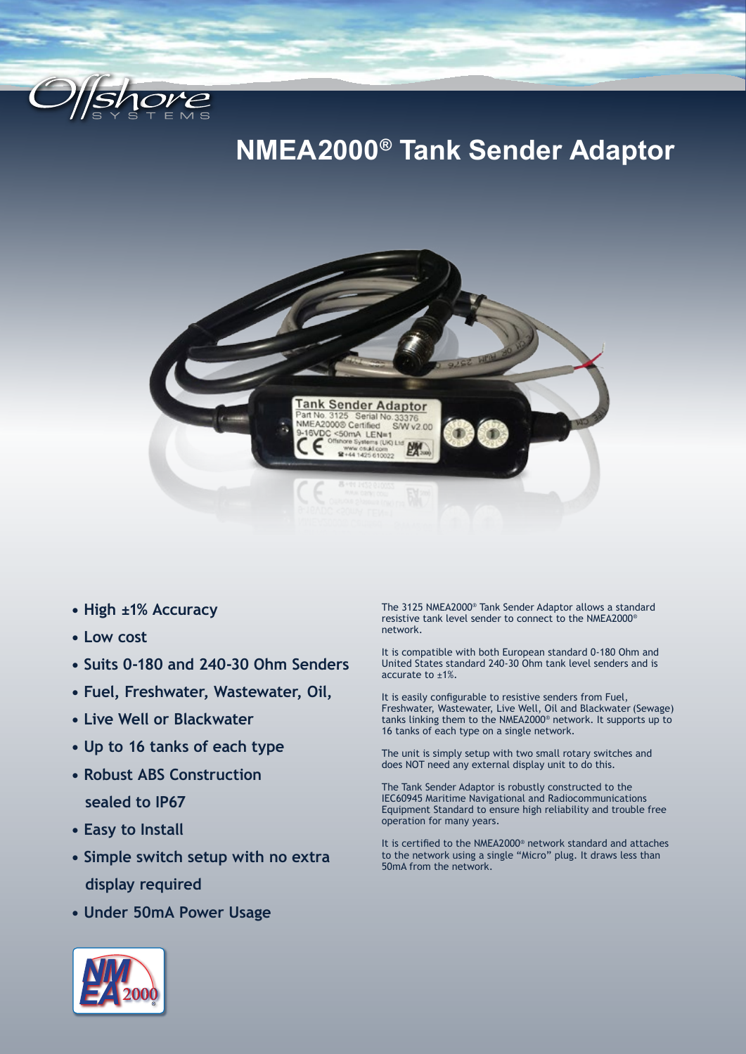# NMEA2000® Tank Sender Adaptor

- **High ±1% Accuracy**
- **Low cost**
- **Suits 0-180 and 240-30 Ohm Senders**
- **Fuel, Freshwater, Wastewater, Oil,**
- **Live Well or Blackwater**
- **Up to 16 tanks of each type**
- **Robust ABS Construction sealed to IP67**
- **Easy to Install**
- **Simple switch setup with no extra display required**
- **Under 50mA Power Usage**

The 3125 NMEA2000® Tank Sender Adaptor allows a standard resistive tank level sender to connect to the NMEA2000® network.

It is compatible with both European standard 0-180 Ohm and United States standard 240-30 Ohm tank level senders and is accurate to ±1%.

It is easily configurable to resistive senders from Fuel, Freshwater, Wastewater, Live Well, Oil and Blackwater (Sewage) tanks linking them to the NMEA2000® network. It supports up to 16 tanks of each type on a single network.

The unit is simply setup with two small rotary switches and does NOT need any external display unit to do this.

The Tank Sender Adaptor is robustly constructed to the IEC60945 Maritime Navigational and Radiocommunications Equipment Standard to ensure high reliability and trouble free operation for many years.

It is certified to the NMEA2000® network standard and attaches to the network using a single "Micro" plug. It draws less than 50mA from the network.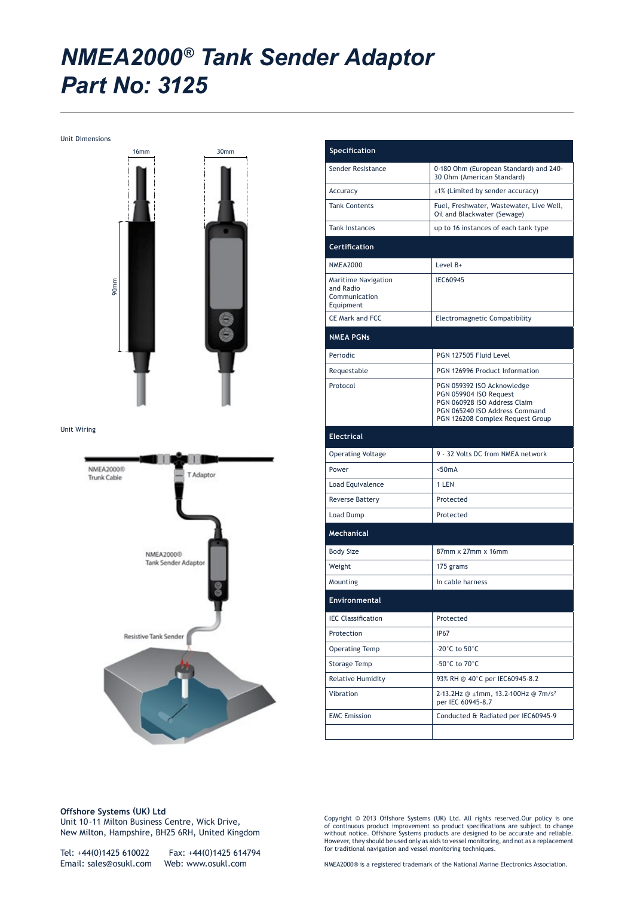# *NMEA2000® Tank Sender Adaptor*
# *Part No: 3125*

Unit Dimensions

16mm

30mm

90mm

Unit Wiring

NMEA2000® Trunk Cable

T Adaptor

NMEA2000® Tank Sender Adaptor

Resistive Tank Sender

| Specification | |
|---|---|
| Sender Resistance | 0-180 Ohm (European Standard) and 240-30 Ohm (American Standard) |
| Accuracy | ±1% (Limited by sender accuracy) |
| Tank Contents | Fuel, Freshwater, Wastewater, Live Well, Oil and Blackwater (Sewage) |
| Tank Instances | up to 16 instances of each tank type |
| **Certification** | |
| NMEA2000 | Level B+ |
| Maritime Navigation and Radio Communication Equipment | IEC60945 |
| CE Mark and FCC | Electromagnetic Compatibility |
| **NMEA PGNs** | |
| Periodic | PGN 127505 Fluid Level |
| Requestable | PGN 126996 Product Information |
| Protocol | PGN 059392 ISO Acknowledge<br>PGN 059904 ISO Request<br>PGN 060928 ISO Address Claim<br>PGN 065240 ISO Address Command<br>PGN 126208 Complex Request Group |
| **Electrical** | |
| Operating Voltage | 9 - 32 Volts DC from NMEA network |
| Power | <50mA |
| Load Equivalence | 1 LEN |
| Reverse Battery | Protected |
| Load Dump | Protected |
| **Mechanical** | |
| Body Size | 87mm x 27mm x 16mm |
| Weight | 175 grams |
| Mounting | In cable harness |
| **Environmental** | |
| IEC Classification | Protected |
| Protection | IP67 |
| Operating Temp | -20˚C to 50˚C |
| Storage Temp | -50˚C to 70˚C |
| Relative Humidity | 93% RH @ 40˚C per IEC60945-8.2 |
| Vibration | 2-13.2Hz @ ±1mm, 13.2-100Hz @ 7m/s² per IEC 60945-8.7 |
| EMC Emission | Conducted & Radiated per IEC60945-9 |
| | |

**Offshore Systems (UK) Ltd**
Unit 10-11 Milton Business Centre, Wick Drive,
New Milton, Hampshire, BH25 6RH, United Kingdom

Tel: +44(0)1425 610022 Fax: +44(0)1425 614794
Email: sales@osukl.com Web: www.osukl.com

Copyright © 2013 Offshore Systems (UK) Ltd. All rights reserved.Our policy is one of continuous product improvement so product specifications are subject to change without notice. Offshore Systems products are designed to be accurate and reliable. However, they should be used only as aids to vessel monitoring, and not as a replacement for traditional navigation and vessel monitoring techniques.

NMEA2000® is a registered trademark of the National Marine Electronics Association.